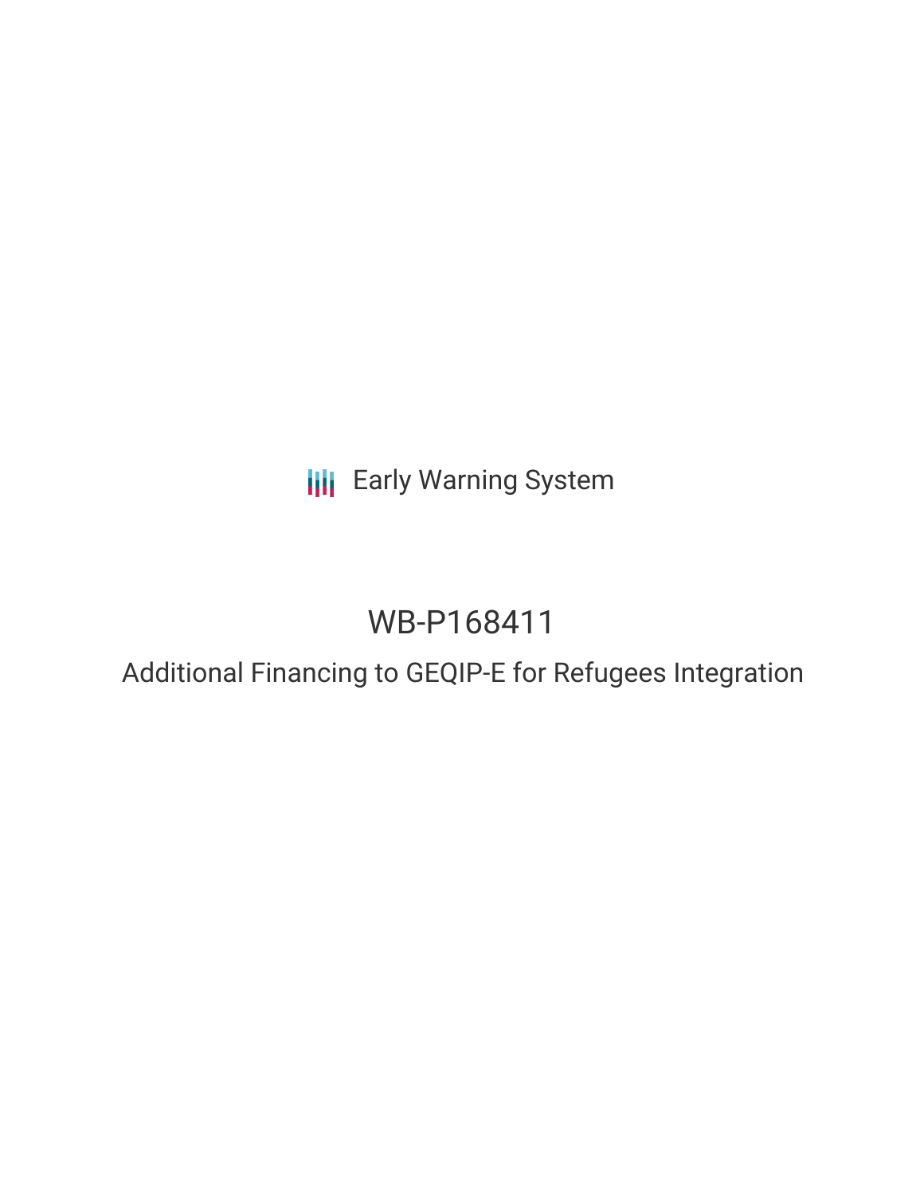Early Warning System

# WB-P168411

## Additional Financing to GEQIP-E for Refugees Integration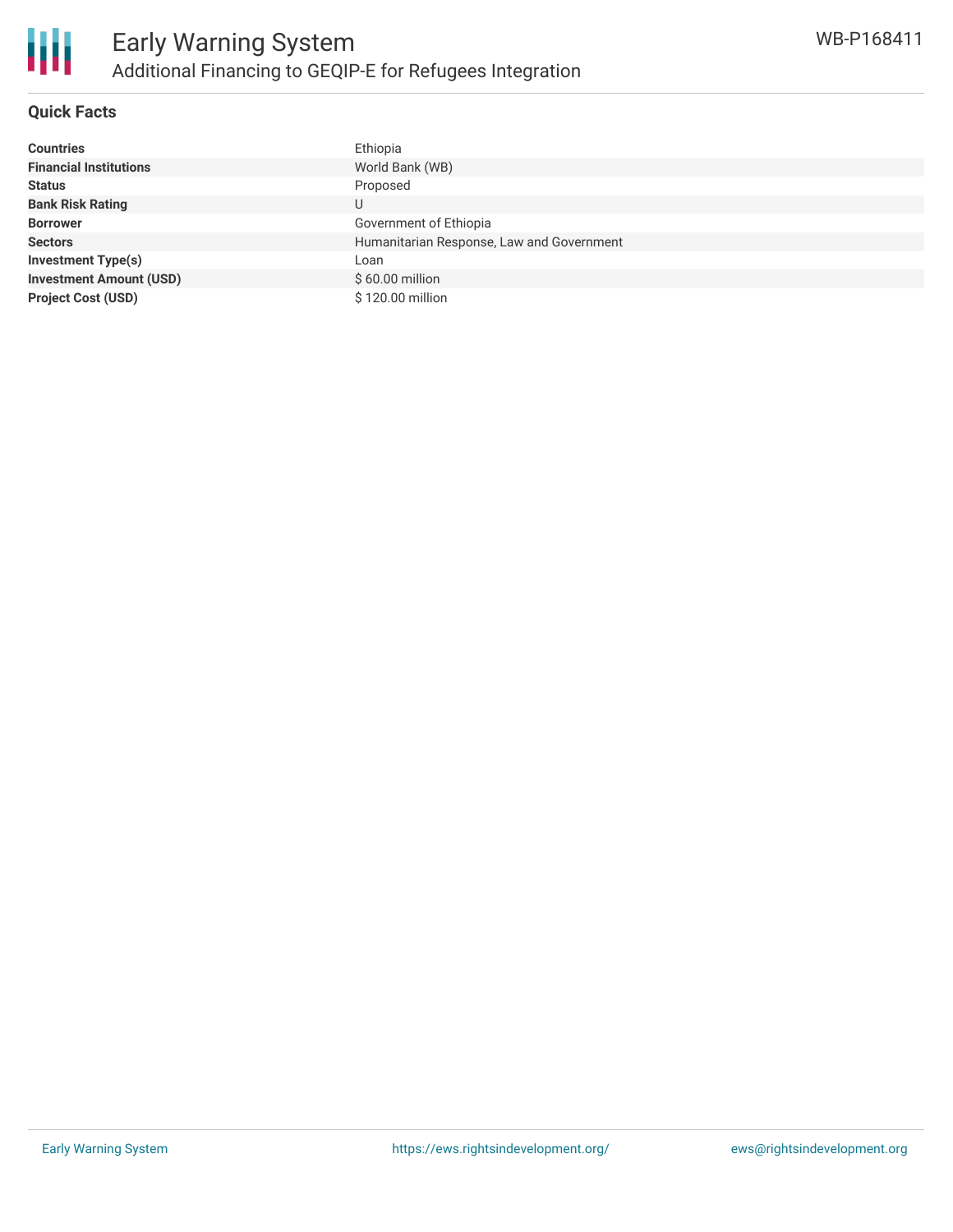# Early Warning System

## Additional Financing to GEQIP-E for Refugees Integration

WB-P168411

### Quick Facts

| | |
|---|---|
| **Countries** | Ethiopia |
| **Financial Institutions** | World Bank (WB) |
| **Status** | Proposed |
| **Bank Risk Rating** | U |
| **Borrower** | Government of Ethiopia |
| **Sectors** | Humanitarian Response, Law and Government |
| **Investment Type(s)** | Loan |
| **Investment Amount (USD)** | $ 60.00 million |
| **Project Cost (USD)** | $ 120.00 million |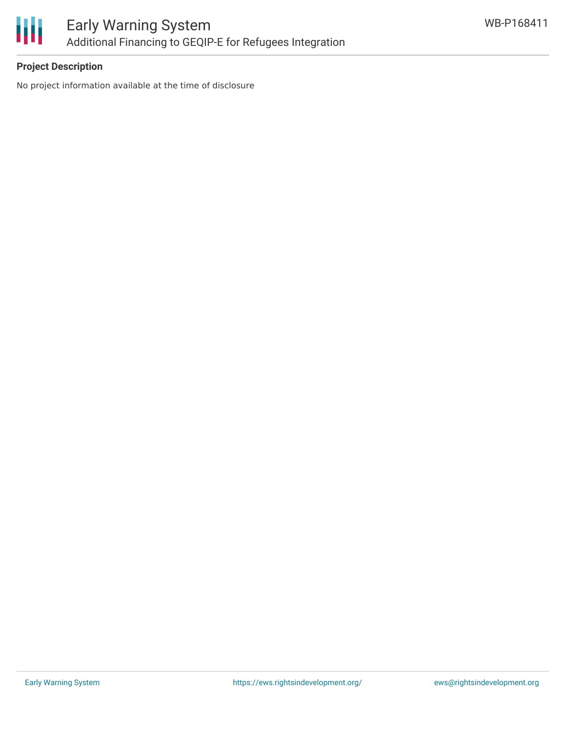## Project Description

No project information available at the time of disclosure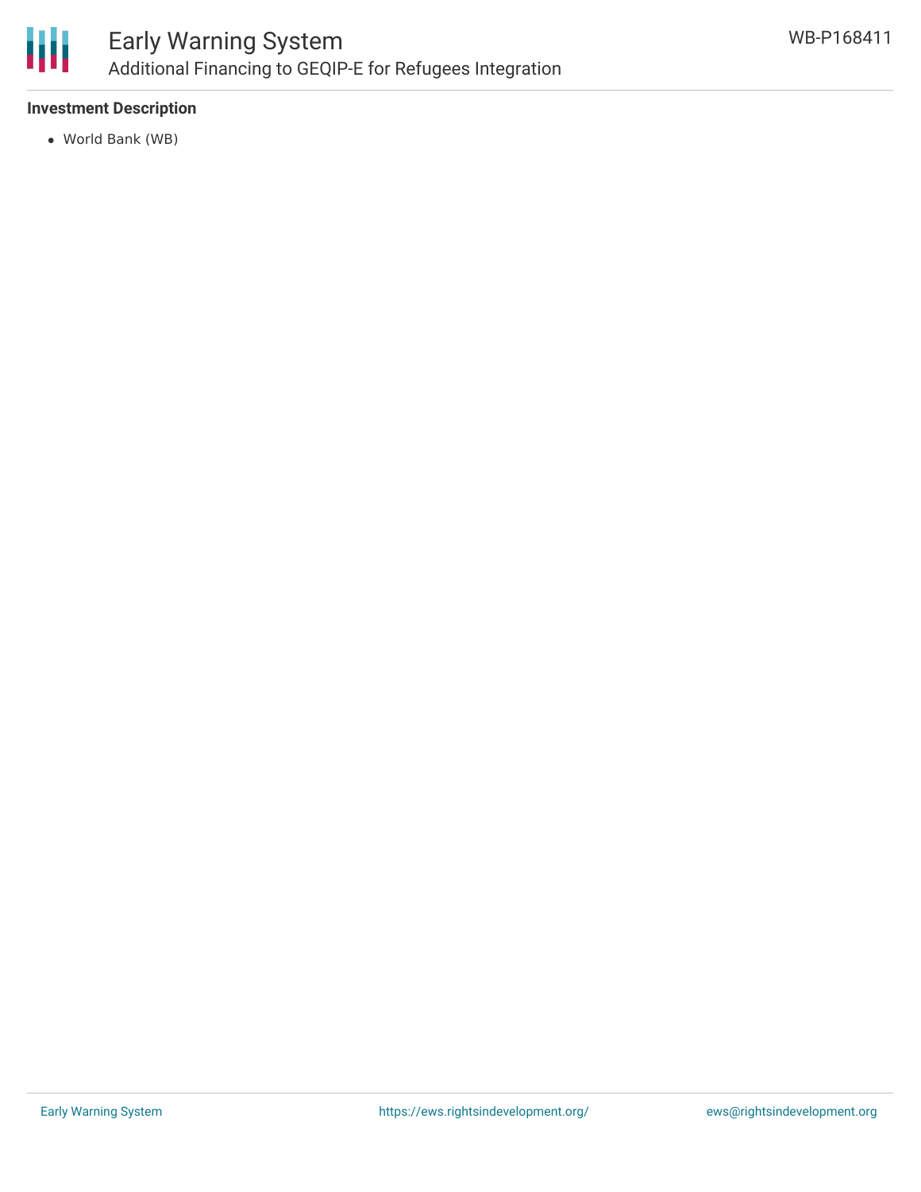### Investment Description

- World Bank (WB)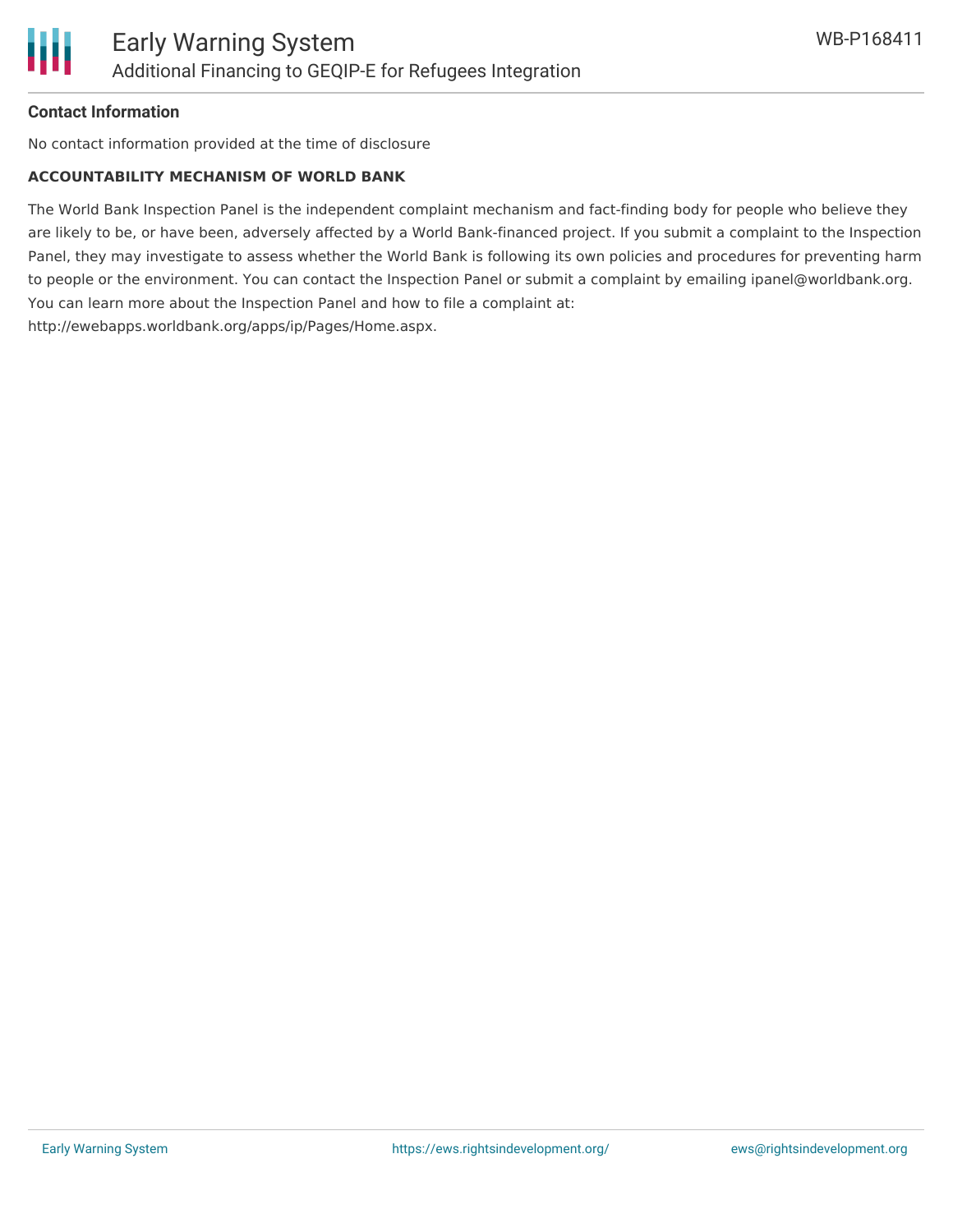**Contact Information**

No contact information provided at the time of disclosure

**ACCOUNTABILITY MECHANISM OF WORLD BANK**

The World Bank Inspection Panel is the independent complaint mechanism and fact-finding body for people who believe they are likely to be, or have been, adversely affected by a World Bank-financed project. If you submit a complaint to the Inspection Panel, they may investigate to assess whether the World Bank is following its own policies and procedures for preventing harm to people or the environment. You can contact the Inspection Panel or submit a complaint by emailing ipanel@worldbank.org. You can learn more about the Inspection Panel and how to file a complaint at: http://ewebapps.worldbank.org/apps/ip/Pages/Home.aspx.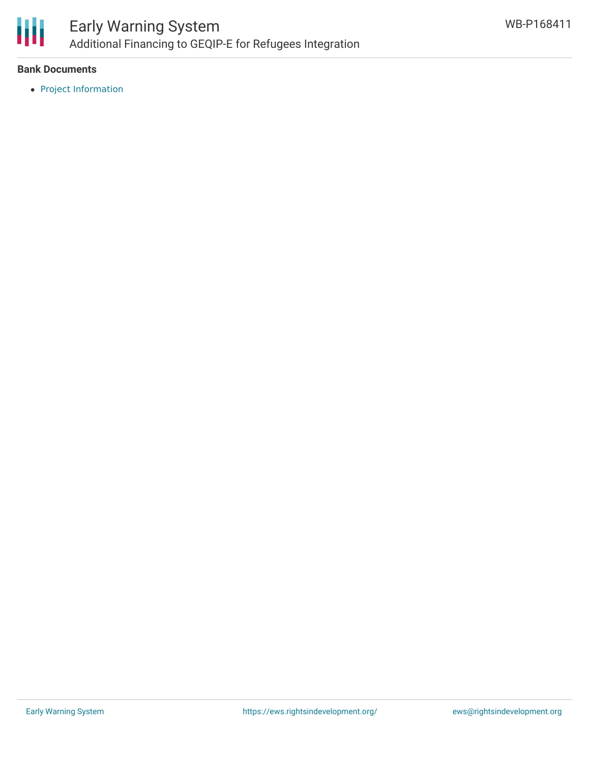**Bank Documents**

- Project Information